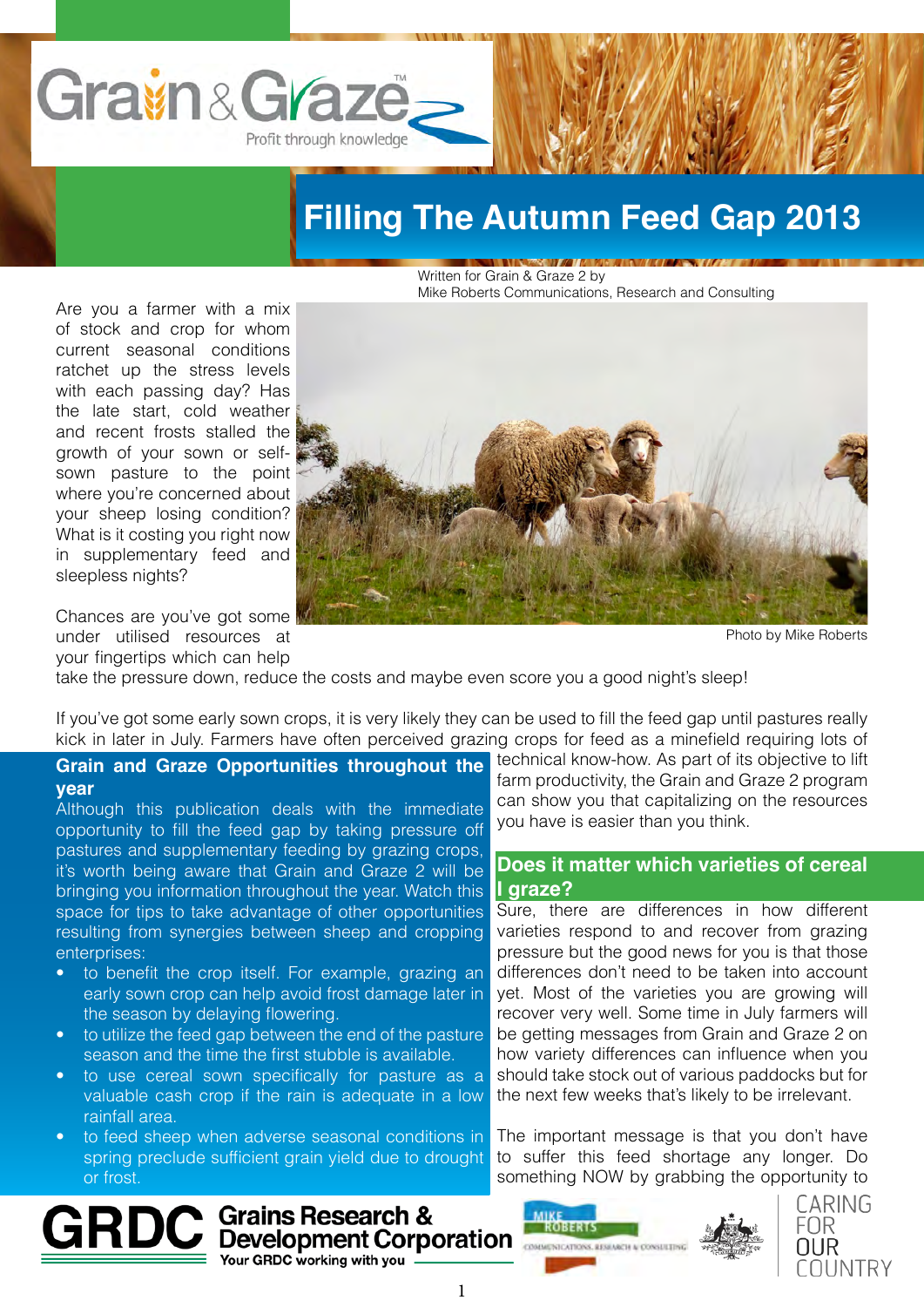# Filling The Autumn Feed Gap 2013

Written for Grain & Graze 2 by
Mike Roberts Communications, Research and Consulting

Are you a farmer with a mix of stock and crop for whom current seasonal conditions ratchet up the stress levels with each passing day? Has the late start, cold weather and recent frosts stalled the growth of your sown or self-sown pasture to the point where you're concerned about your sheep losing condition? What is it costing you right now in supplementary feed and sleepless nights?

Photo by Mike Roberts

Chances are you've got some under utilised resources at your fingertips which can help take the pressure down, reduce the costs and maybe even score you a good night's sleep!

If you've got some early sown crops, it is very likely they can be used to fill the feed gap until pastures really kick in later in July. Farmers have often perceived grazing crops for feed as a minefield requiring lots of technical know-how. As part of its objective to lift farm productivity, the Grain and Graze 2 program can show you that capitalizing on the resources you have is easier than you think.

## Grain and Graze Opportunities throughout the year

Although this publication deals with the immediate opportunity to fill the feed gap by taking pressure off pastures and supplementary feeding by grazing crops, it's worth being aware that Grain and Graze 2 will be bringing you information throughout the year. Watch this space for tips to take advantage of other opportunities resulting from synergies between sheep and cropping enterprises:

- to benefit the crop itself. For example, grazing an early sown crop can help avoid frost damage later in the season by delaying flowering.
- to utilize the feed gap between the end of the pasture season and the time the first stubble is available.
- to use cereal sown specifically for pasture as a valuable cash crop if the rain is adequate in a low rainfall area.
- to feed sheep when adverse seasonal conditions in spring preclude sufficient grain yield due to drought or frost.

## Does it matter which varieties of cereal I graze?

Sure, there are differences in how different varieties respond to and recover from grazing pressure but the good news for you is that those differences don't need to be taken into account yet. Most of the varieties you are growing will recover very well. Some time in July farmers will be getting messages from Grain and Graze 2 on how variety differences can influence when you should take stock out of various paddocks but for the next few weeks that's likely to be irrelevant.

The important message is that you don't have to suffer this feed shortage any longer. Do something NOW by grabbing the opportunity to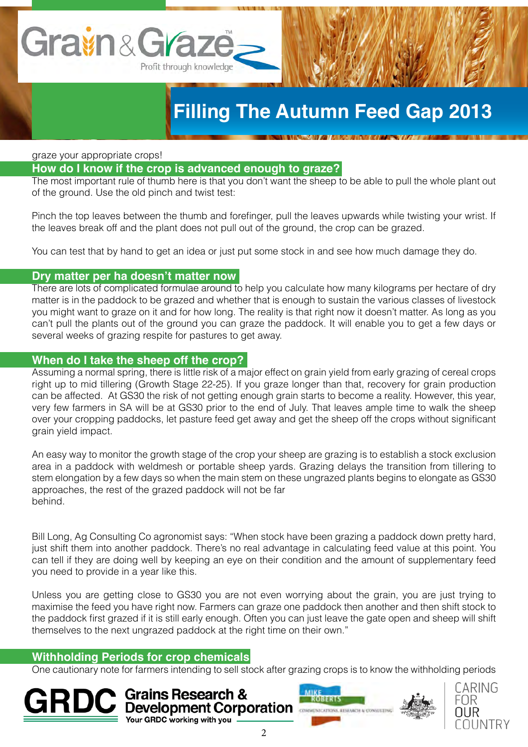graze your appropriate crops!

## How do I know if the crop is advanced enough to graze?

The most important rule of thumb here is that you don't want the sheep to be able to pull the whole plant out of the ground. Use the old pinch and twist test:

Pinch the top leaves between the thumb and forefinger, pull the leaves upwards while twisting your wrist. If the leaves break off and the plant does not pull out of the ground, the crop can be grazed.

You can test that by hand to get an idea or just put some stock in and see how much damage they do.

## Dry matter per ha doesn't matter now

There are lots of complicated formulae around to help you calculate how many kilograms per hectare of dry matter is in the paddock to be grazed and whether that is enough to sustain the various classes of livestock you might want to graze on it and for how long. The reality is that right now it doesn't matter. As long as you can't pull the plants out of the ground you can graze the paddock. It will enable you to get a few days or several weeks of grazing respite for pastures to get away.

## When do I take the sheep off the crop?

Assuming a normal spring, there is little risk of a major effect on grain yield from early grazing of cereal crops right up to mid tillering (Growth Stage 22-25). If you graze longer than that, recovery for grain production can be affected. At GS30 the risk of not getting enough grain starts to become a reality. However, this year, very few farmers in SA will be at GS30 prior to the end of July. That leaves ample time to walk the sheep over your cropping paddocks, let pasture feed get away and get the sheep off the crops without significant grain yield impact.

An easy way to monitor the growth stage of the crop your sheep are grazing is to establish a stock exclusion area in a paddock with weldmesh or portable sheep yards. Grazing delays the transition from tillering to stem elongation by a few days so when the main stem on these ungrazed plants begins to elongate as GS30 approaches, the rest of the grazed paddock will not be far behind.

Bill Long, Ag Consulting Co agronomist says: "When stock have been grazing a paddock down pretty hard, just shift them into another paddock. There's no real advantage in calculating feed value at this point. You can tell if they are doing well by keeping an eye on their condition and the amount of supplementary feed you need to provide in a year like this.

Unless you are getting close to GS30 you are not even worrying about the grain, you are just trying to maximise the feed you have right now. Farmers can graze one paddock then another and then shift stock to the paddock first grazed if it is still early enough. Often you can just leave the gate open and sheep will shift themselves to the next ungrazed paddock at the right time on their own."

## Withholding Periods for crop chemicals

One cautionary note for farmers intending to sell stock after grazing crops is to know the withholding periods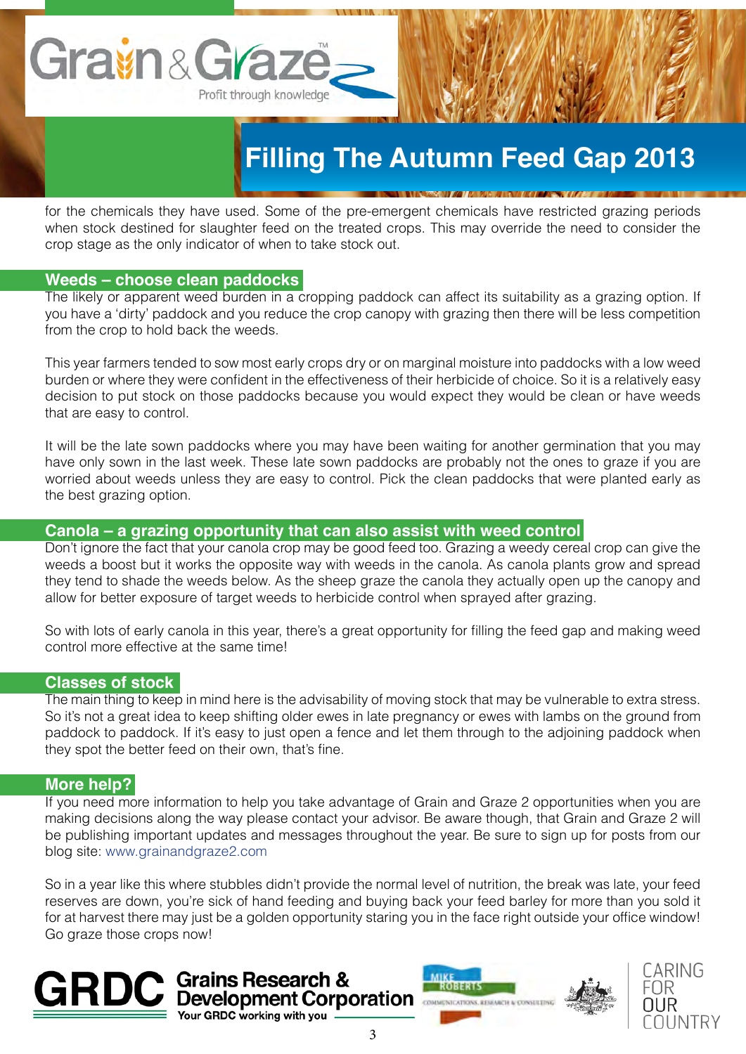for the chemicals they have used. Some of the pre-emergent chemicals have restricted grazing periods when stock destined for slaughter feed on the treated crops. This may override the need to consider the crop stage as the only indicator of when to take stock out.

## Weeds – choose clean paddocks

The likely or apparent weed burden in a cropping paddock can affect its suitability as a grazing option. If you have a 'dirty' paddock and you reduce the crop canopy with grazing then there will be less competition from the crop to hold back the weeds.

This year farmers tended to sow most early crops dry or on marginal moisture into paddocks with a low weed burden or where they were confident in the effectiveness of their herbicide of choice. So it is a relatively easy decision to put stock on those paddocks because you would expect they would be clean or have weeds that are easy to control.

It will be the late sown paddocks where you may have been waiting for another germination that you may have only sown in the last week. These late sown paddocks are probably not the ones to graze if you are worried about weeds unless they are easy to control. Pick the clean paddocks that were planted early as the best grazing option.

## Canola – a grazing opportunity that can also assist with weed control

Don't ignore the fact that your canola crop may be good feed too. Grazing a weedy cereal crop can give the weeds a boost but it works the opposite way with weeds in the canola. As canola plants grow and spread they tend to shade the weeds below. As the sheep graze the canola they actually open up the canopy and allow for better exposure of target weeds to herbicide control when sprayed after grazing.

So with lots of early canola in this year, there's a great opportunity for filling the feed gap and making weed control more effective at the same time!

## Classes of stock

The main thing to keep in mind here is the advisability of moving stock that may be vulnerable to extra stress. So it's not a great idea to keep shifting older ewes in late pregnancy or ewes with lambs on the ground from paddock to paddock. If it's easy to just open a fence and let them through to the adjoining paddock when they spot the better feed on their own, that's fine.

## More help?

If you need more information to help you take advantage of Grain and Graze 2 opportunities when you are making decisions along the way please contact your advisor. Be aware though, that Grain and Graze 2 will be publishing important updates and messages throughout the year. Be sure to sign up for posts from our blog site: www.grainandgraze2.com

So in a year like this where stubbles didn't provide the normal level of nutrition, the break was late, your feed reserves are down, you're sick of hand feeding and buying back your feed barley for more than you sold it for at harvest there may just be a golden opportunity staring you in the face right outside your office window! Go graze those crops now!

GRDC Grains Research & Development Corporation — Your GRDC working with you

Mike Roberts — Communications, Research & Consulting

CARING FOR OUR COUNTRY